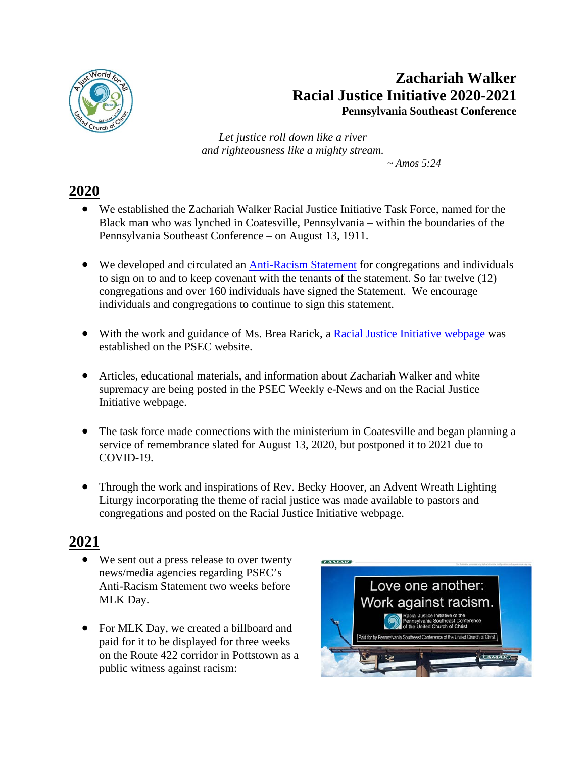# Zachariah Walker
# Racial Justice Initiative 2020-2021
### Pennsylvania Southeast Conference

*Let justice roll down like a river*
*and righteousness like a mighty stream.*
*~ Amos 5:24*

## 2020

- We established the Zachariah Walker Racial Justice Initiative Task Force, named for the Black man who was lynched in Coatesville, Pennsylvania – within the boundaries of the Pennsylvania Southeast Conference – on August 13, 1911.
- We developed and circulated an Anti-Racism Statement for congregations and individuals to sign on to and to keep covenant with the tenants of the statement. So far twelve (12) congregations and over 160 individuals have signed the Statement. We encourage individuals and congregations to continue to sign this statement.
- With the work and guidance of Ms. Brea Rarick, a Racial Justice Initiative webpage was established on the PSEC website.
- Articles, educational materials, and information about Zachariah Walker and white supremacy are being posted in the PSEC Weekly e-News and on the Racial Justice Initiative webpage.
- The task force made connections with the ministerium in Coatesville and began planning a service of remembrance slated for August 13, 2020, but postponed it to 2021 due to COVID-19.
- Through the work and inspirations of Rev. Becky Hoover, an Advent Wreath Lighting Liturgy incorporating the theme of racial justice was made available to pastors and congregations and posted on the Racial Justice Initiative webpage.

## 2021

- We sent out a press release to over twenty news/media agencies regarding PSEC's Anti-Racism Statement two weeks before MLK Day.
- For MLK Day, we created a billboard and paid for it to be displayed for three weeks on the Route 422 corridor in Pottstown as a public witness against racism: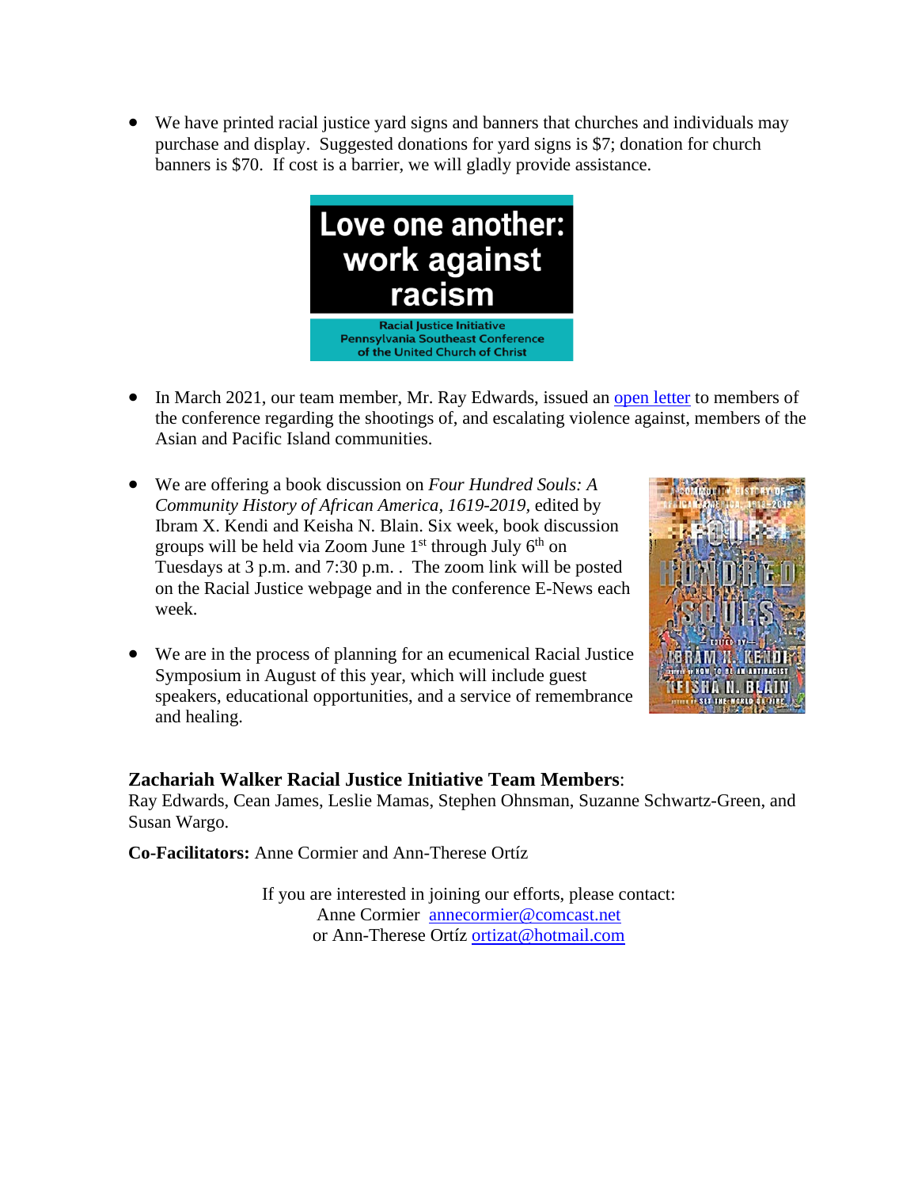- We have printed racial justice yard signs and banners that churches and individuals may purchase and display. Suggested donations for yard signs is $7; donation for church banners is $70. If cost is a barrier, we will gladly provide assistance.

**Love one another: work against racism**

Racial Justice Initiative
Pennsylvania Southeast Conference
of the United Church of Christ

- In March 2021, our team member, Mr. Ray Edwards, issued an open letter to members of the conference regarding the shootings of, and escalating violence against, members of the Asian and Pacific Island communities.

- We are offering a book discussion on *Four Hundred Souls: A Community History of African America, 1619-2019*, edited by Ibram X. Kendi and Keisha N. Blain. Six week, book discussion groups will be held via Zoom June 1st through July 6th on Tuesdays at 3 p.m. and 7:30 p.m. . The zoom link will be posted on the Racial Justice webpage and in the conference E-News each week.

- We are in the process of planning for an ecumenical Racial Justice Symposium in August of this year, which will include guest speakers, educational opportunities, and a service of remembrance and healing.

### Zachariah Walker Racial Justice Initiative Team Members:

Ray Edwards, Cean James, Leslie Mamas, Stephen Ohnsman, Suzanne Schwartz-Green, and Susan Wargo.

**Co-Facilitators:** Anne Cormier and Ann-Therese Ortíz

If you are interested in joining our efforts, please contact:
Anne Cormier annecormier@comcast.net
or Ann-Therese Ortíz ortizat@hotmail.com